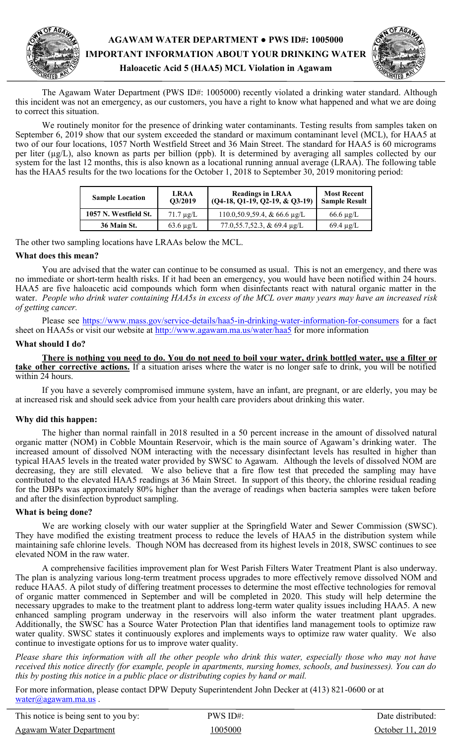# AGAWAM WATER DEPARTMENT ● PWS ID#: 1005000

## IMPORTANT INFORMATION ABOUT YOUR DRINKING WATER

### Haloacetic Acid 5 (HAA5) MCL Violation in Agawam

The Agawam Water Department (PWS ID#: 1005000) recently violated a drinking water standard. Although this incident was not an emergency, as our customers, you have a right to know what happened and what we are doing to correct this situation.

We routinely monitor for the presence of drinking water contaminants. Testing results from samples taken on September 6, 2019 show that our system exceeded the standard or maximum contaminant level (MCL), for HAA5 at two of our four locations, 1057 North Westfield Street and 36 Main Street. The standard for HAA5 is 60 micrograms per liter (μg/L), also known as parts per billion (ppb). It is determined by averaging all samples collected by our system for the last 12 months, this is also known as a locational running annual average (LRAA). The following table has the HAA5 results for the two locations for the October 1, 2018 to September 30, 2019 monitoring period:

| Sample Location | LRAA Q3/2019 | Readings in LRAA (Q4-18, Q1-19, Q2-19, & Q3-19) | Most Recent Sample Result |
|---|---|---|---|
| 1057 N. Westfield St. | 71.7 μg/L | 110.0,50.9,59.4, & 66.6 μg/L | 66.6 μg/L |
| 36 Main St. | 63.6 μg/L | 77.0,55.7,52.3, & 69.4 μg/L | 69.4 μg/L |

The other two sampling locations have LRAAs below the MCL.

**What does this mean?**

You are advised that the water can continue to be consumed as usual. This is not an emergency, and there was no immediate or short-term health risks. If it had been an emergency, you would have been notified within 24 hours. HAA5 are five haloacetic acid compounds which form when disinfectants react with natural organic matter in the water. *People who drink water containing HAA5s in excess of the MCL over many years may have an increased risk of getting cancer.*

Please see https://www.mass.gov/service-details/haa5-in-drinking-water-information-for-consumers for a fact sheet on HAA5s or visit our website at http://www.agawam.ma.us/water/haa5 for more information

**What should I do?**

**There is nothing you need to do. You do not need to boil your water, drink bottled water, use a filter or take other corrective actions.** If a situation arises where the water is no longer safe to drink, you will be notified within 24 hours.

If you have a severely compromised immune system, have an infant, are pregnant, or are elderly, you may be at increased risk and should seek advice from your health care providers about drinking this water.

**Why did this happen:**

The higher than normal rainfall in 2018 resulted in a 50 percent increase in the amount of dissolved natural organic matter (NOM) in Cobble Mountain Reservoir, which is the main source of Agawam's drinking water. The increased amount of dissolved NOM interacting with the necessary disinfectant levels has resulted in higher than typical HAA5 levels in the treated water provided by SWSC to Agawam. Although the levels of dissolved NOM are decreasing, they are still elevated. We also believe that a fire flow test that preceded the sampling may have contributed to the elevated HAA5 readings at 36 Main Street. In support of this theory, the chlorine residual reading for the DBPs was approximately 80% higher than the average of readings when bacteria samples were taken before and after the disinfection byproduct sampling.

**What is being done?**

We are working closely with our water supplier at the Springfield Water and Sewer Commission (SWSC). They have modified the existing treatment process to reduce the levels of HAA5 in the distribution system while maintaining safe chlorine levels. Though NOM has decreased from its highest levels in 2018, SWSC continues to see elevated NOM in the raw water.

A comprehensive facilities improvement plan for West Parish Filters Water Treatment Plant is also underway. The plan is analyzing various long-term treatment process upgrades to more effectively remove dissolved NOM and reduce HAA5. A pilot study of differing treatment processes to determine the most effective technologies for removal of organic matter commenced in September and will be completed in 2020. This study will help determine the necessary upgrades to make to the treatment plant to address long-term water quality issues including HAA5. A new enhanced sampling program underway in the reservoirs will also inform the water treatment plant upgrades. Additionally, the SWSC has a Source Water Protection Plan that identifies land management tools to optimize raw water quality. SWSC states it continuously explores and implements ways to optimize raw water quality. We also continue to investigate options for us to improve water quality.

*Please share this information with all the other people who drink this water, especially those who may not have received this notice directly (for example, people in apartments, nursing homes, schools, and businesses). You can do this by posting this notice in a public place or distributing copies by hand or mail.*

For more information, please contact DPW Deputy Superintendent John Decker at (413) 821-0600 or at water@agawam.ma.us .

| This notice is being sent to you by: | PWS ID#: | Date distributed: |
|---|---|---|
| Agawam Water Department | 1005000 | October 11, 2019 |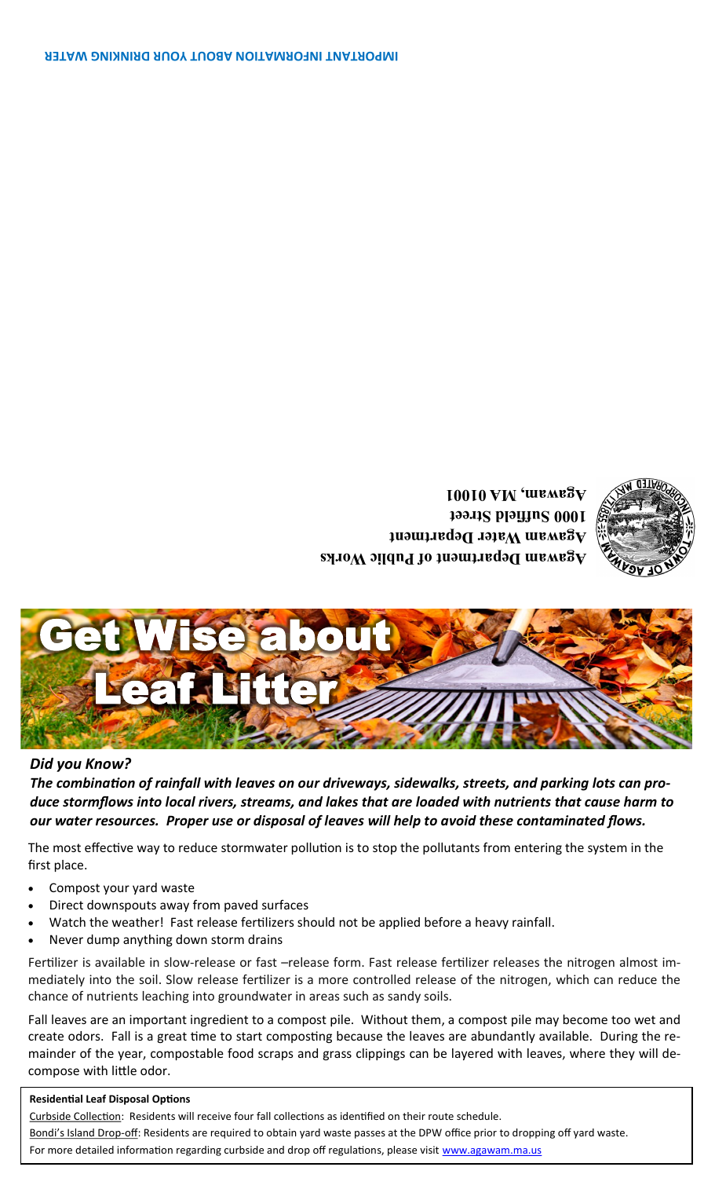IMPORTANT INFORMATION ABOUT YOUR DRINKING WATER

Agawam Department of Public Works
Agawam Water Department
1000 Suffield Street
Agawam, MA 01001

# Get Wise about Leaf Litter

***Did you Know?***

***The combination of rainfall with leaves on our driveways, sidewalks, streets, and parking lots can produce stormflows into local rivers, streams, and lakes that are loaded with nutrients that cause harm to our water resources. Proper use or disposal of leaves will help to avoid these contaminated flows.***

The most effective way to reduce stormwater pollution is to stop the pollutants from entering the system in the first place.

- Compost your yard waste
- Direct downspouts away from paved surfaces
- Watch the weather! Fast release fertilizers should not be applied before a heavy rainfall.
- Never dump anything down storm drains

Fertilizer is available in slow-release or fast –release form. Fast release fertilizer releases the nitrogen almost immediately into the soil. Slow release fertilizer is a more controlled release of the nitrogen, which can reduce the chance of nutrients leaching into groundwater in areas such as sandy soils.

Fall leaves are an important ingredient to a compost pile. Without them, a compost pile may become too wet and create odors. Fall is a great time to start composting because the leaves are abundantly available. During the remainder of the year, compostable food scraps and grass clippings can be layered with leaves, where they will decompose with little odor.

**Residential Leaf Disposal Options**

Curbside Collection: Residents will receive four fall collections as identified on their route schedule.

Bondi's Island Drop-off: Residents are required to obtain yard waste passes at the DPW office prior to dropping off yard waste.

For more detailed information regarding curbside and drop off regulations, please visit www.agawam.ma.us